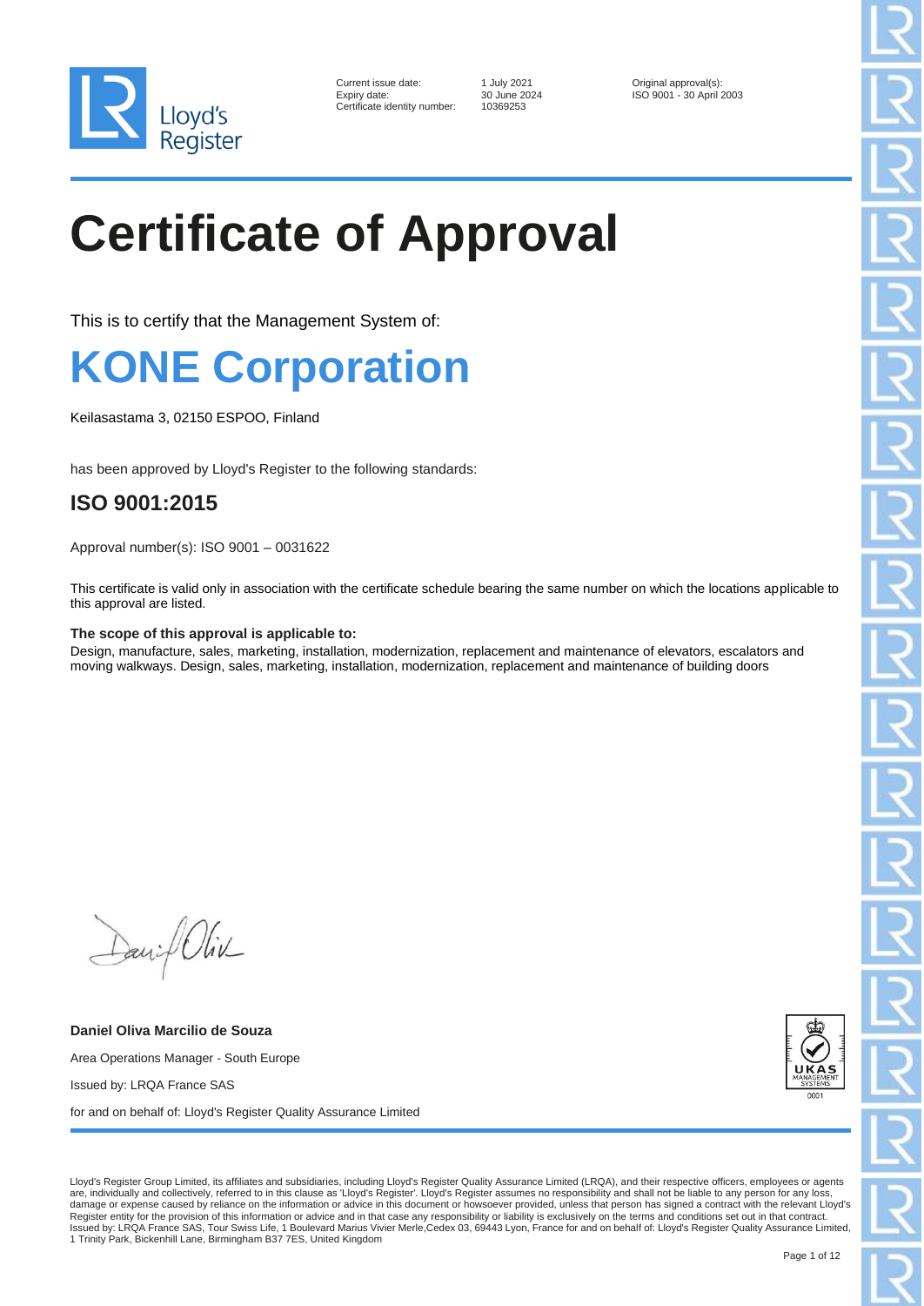Current issue date: 1 July 2021
Expiry date: 30 June 2024
Certificate identity number: 10369253

Original approval(s):
ISO 9001 - 30 April 2003

# Certificate of Approval

This is to certify that the Management System of:

## KONE Corporation

Keilasastama 3, 02150 ESPOO, Finland

has been approved by Lloyd's Register to the following standards:

### ISO 9001:2015

Approval number(s): ISO 9001 – 0031622

This certificate is valid only in association with the certificate schedule bearing the same number on which the locations applicable to this approval are listed.

**The scope of this approval is applicable to:**
Design, manufacture, sales, marketing, installation, modernization, replacement and maintenance of elevators, escalators and moving walkways. Design, sales, marketing, installation, modernization, replacement and maintenance of building doors

**Daniel Oliva Marcilio de Souza**

Area Operations Manager - South Europe

Issued by: LRQA France SAS

for and on behalf of: Lloyd's Register Quality Assurance Limited

Lloyd's Register Group Limited, its affiliates and subsidiaries, including Lloyd's Register Quality Assurance Limited (LRQA), and their respective officers, employees or agents are, individually and collectively, referred to in this clause as 'Lloyd's Register'. Lloyd's Register assumes no responsibility and shall not be liable to any person for any loss, damage or expense caused by reliance on the information or advice in this document or howsoever provided, unless that person has signed a contract with the relevant Lloyd's Register entity for the provision of this information or advice and in that case any responsibility or liability is exclusively on the terms and conditions set out in that contract.
Issued by: LRQA France SAS, Tour Swiss Life, 1 Boulevard Marius Vivier Merle,Cedex 03, 69443 Lyon, France for and on behalf of: Lloyd's Register Quality Assurance Limited, 1 Trinity Park, Bickenhill Lane, Birmingham B37 7ES, United Kingdom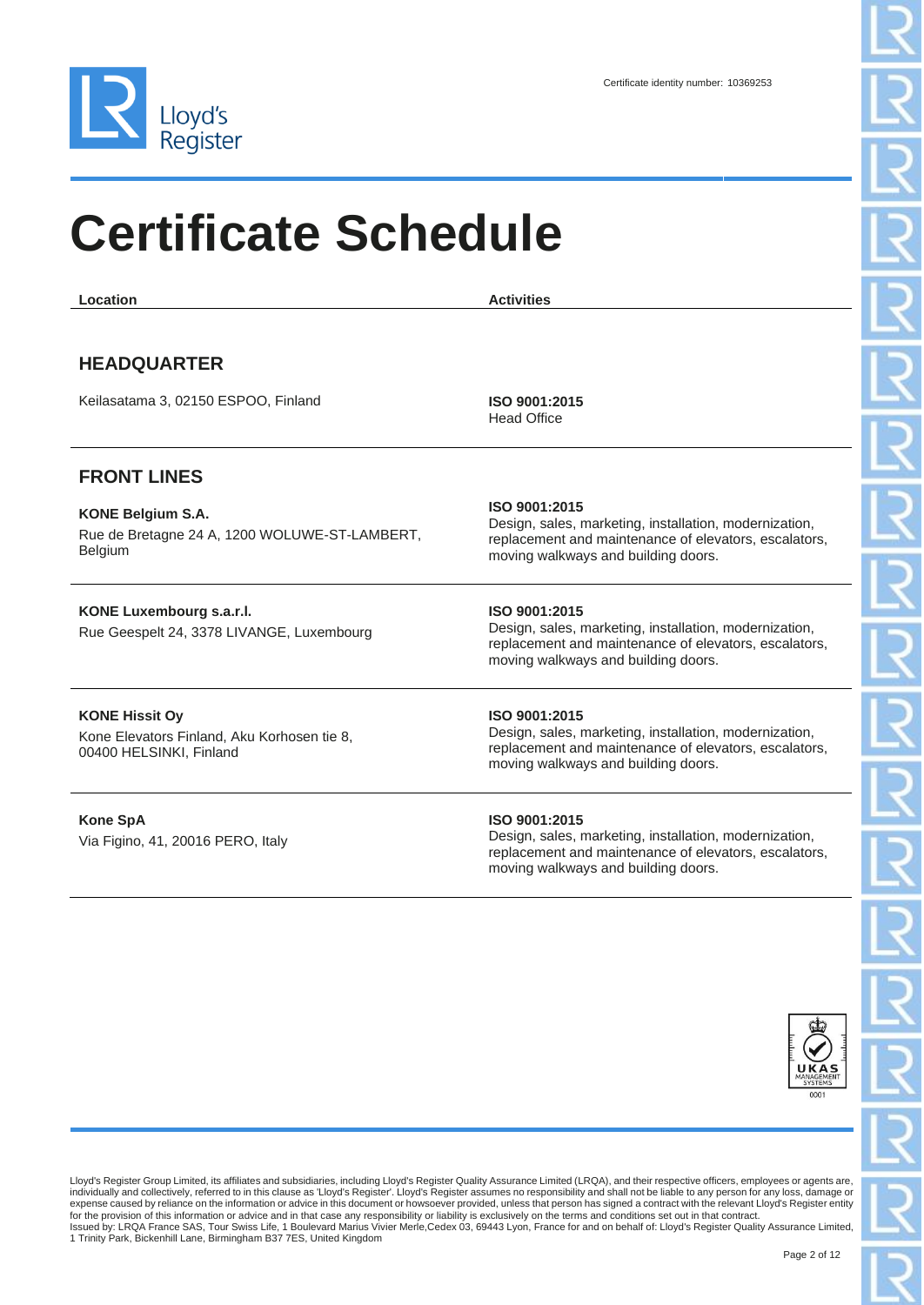Certificate identity number: 10369253

# Certificate Schedule

| Location | Activities |
| --- | --- |
| **HEADQUARTER** | |
| Keilasatama 3, 02150 ESPOO, Finland | **ISO 9001:2015**<br>Head Office |
| **FRONT LINES** | |
| **KONE Belgium S.A.**<br>Rue de Bretagne 24 A, 1200 WOLUWE-ST-LAMBERT, Belgium | **ISO 9001:2015**<br>Design, sales, marketing, installation, modernization, replacement and maintenance of elevators, escalators, moving walkways and building doors. |
| **KONE Luxembourg s.a.r.l.**<br>Rue Geespelt 24, 3378 LIVANGE, Luxembourg | **ISO 9001:2015**<br>Design, sales, marketing, installation, modernization, replacement and maintenance of elevators, escalators, moving walkways and building doors. |
| **KONE Hissit Oy**<br>Kone Elevators Finland, Aku Korhosen tie 8, 00400 HELSINKI, Finland | **ISO 9001:2015**<br>Design, sales, marketing, installation, modernization, replacement and maintenance of elevators, escalators, moving walkways and building doors. |
| **Kone SpA**<br>Via Figino, 41, 20016 PERO, Italy | **ISO 9001:2015**<br>Design, sales, marketing, installation, modernization, replacement and maintenance of elevators, escalators, moving walkways and building doors. |

Lloyd's Register Group Limited, its affiliates and subsidiaries, including Lloyd's Register Quality Assurance Limited (LRQA), and their respective officers, employees or agents are, individually and collectively, referred to in this clause as 'Lloyd's Register'. Lloyd's Register assumes no responsibility and shall not be liable to any person for any loss, damage or expense caused by reliance on the information or advice in this document or howsoever provided, unless that person has signed a contract with the relevant Lloyd's Register entity for the provision of this information or advice and in that case any responsibility or liability is exclusively on the terms and conditions set out in that contract.
Issued by: LRQA France SAS, Tour Swiss Life, 1 Boulevard Marius Vivier Merle,Cedex 03, 69443 Lyon, France for and on behalf of: Lloyd's Register Quality Assurance Limited, 1 Trinity Park, Bickenhill Lane, Birmingham B37 7ES, United Kingdom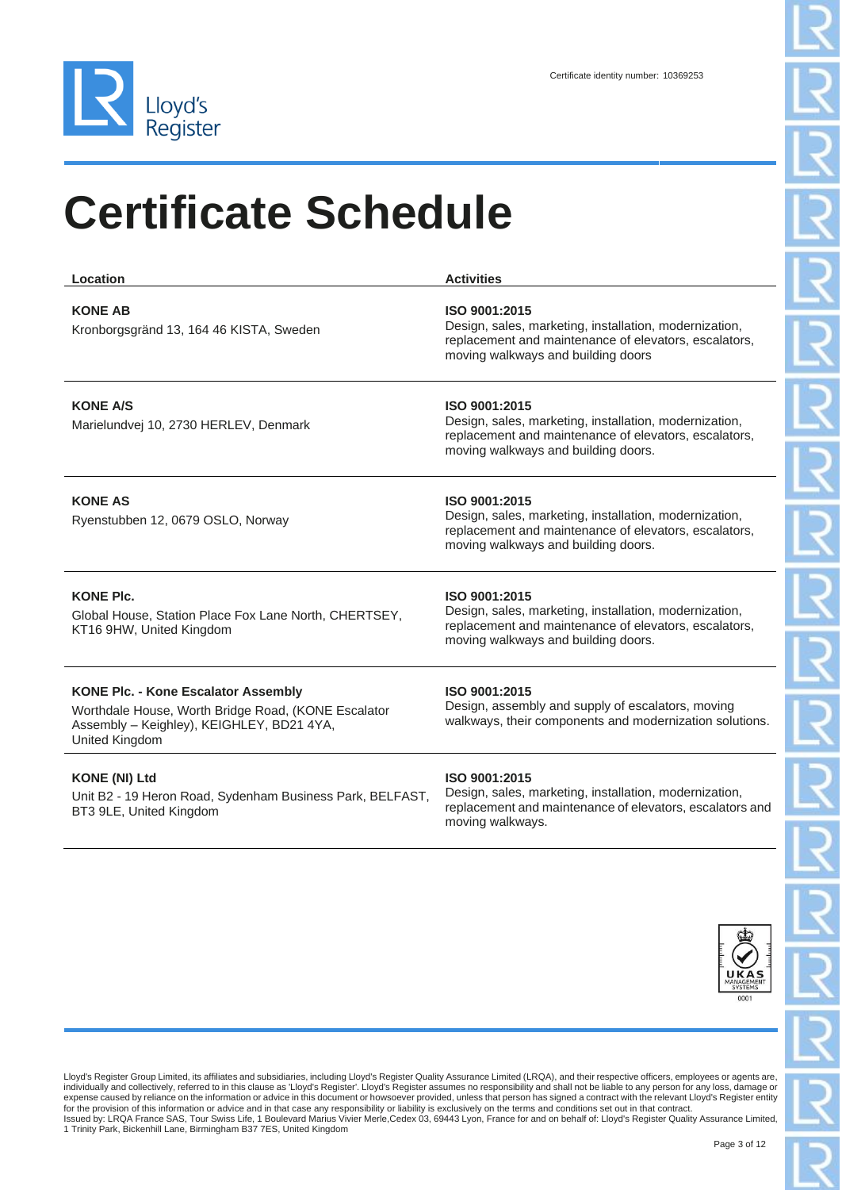Certificate identity number: 10369253

# Certificate Schedule

| Location | Activities |
| --- | --- |
| **KONE AB**<br>Kronborgsgränd 13, 164 46 KISTA, Sweden | **ISO 9001:2015**<br>Design, sales, marketing, installation, modernization, replacement and maintenance of elevators, escalators, moving walkways and building doors |
| **KONE A/S**<br>Marielundvej 10, 2730 HERLEV, Denmark | **ISO 9001:2015**<br>Design, sales, marketing, installation, modernization, replacement and maintenance of elevators, escalators, moving walkways and building doors. |
| **KONE AS**<br>Ryenstubben 12, 0679 OSLO, Norway | **ISO 9001:2015**<br>Design, sales, marketing, installation, modernization, replacement and maintenance of elevators, escalators, moving walkways and building doors. |
| **KONE Plc.**<br>Global House, Station Place Fox Lane North, CHERTSEY, KT16 9HW, United Kingdom | **ISO 9001:2015**<br>Design, sales, marketing, installation, modernization, replacement and maintenance of elevators, escalators, moving walkways and building doors. |
| **KONE Plc. - Kone Escalator Assembly**<br>Worthdale House, Worth Bridge Road, (KONE Escalator Assembly – Keighley), KEIGHLEY, BD21 4YA, United Kingdom | **ISO 9001:2015**<br>Design, assembly and supply of escalators, moving walkways, their components and modernization solutions. |
| **KONE (NI) Ltd**<br>Unit B2 - 19 Heron Road, Sydenham Business Park, BELFAST, BT3 9LE, United Kingdom | **ISO 9001:2015**<br>Design, sales, marketing, installation, modernization, replacement and maintenance of elevators, escalators and moving walkways. |

UKAS MANAGEMENT SYSTEMS 0001

Lloyd's Register Group Limited, its affiliates and subsidiaries, including Lloyd's Register Quality Assurance Limited (LRQA), and their respective officers, employees or agents are, individually and collectively, referred to in this clause as 'Lloyd's Register'. Lloyd's Register assumes no responsibility and shall not be liable to any person for any loss, damage or expense caused by reliance on the information or advice in this document or howsoever provided, unless that person has signed a contract with the relevant Lloyd's Register entity for the provision of this information or advice and in that case any responsibility or liability is exclusively on the terms and conditions set out in that contract.
Issued by: LRQA France SAS, Tour Swiss Life, 1 Boulevard Marius Vivier Merle,Cedex 03, 69443 Lyon, France for and on behalf of: Lloyd's Register Quality Assurance Limited, 1 Trinity Park, Bickenhill Lane, Birmingham B37 7ES, United Kingdom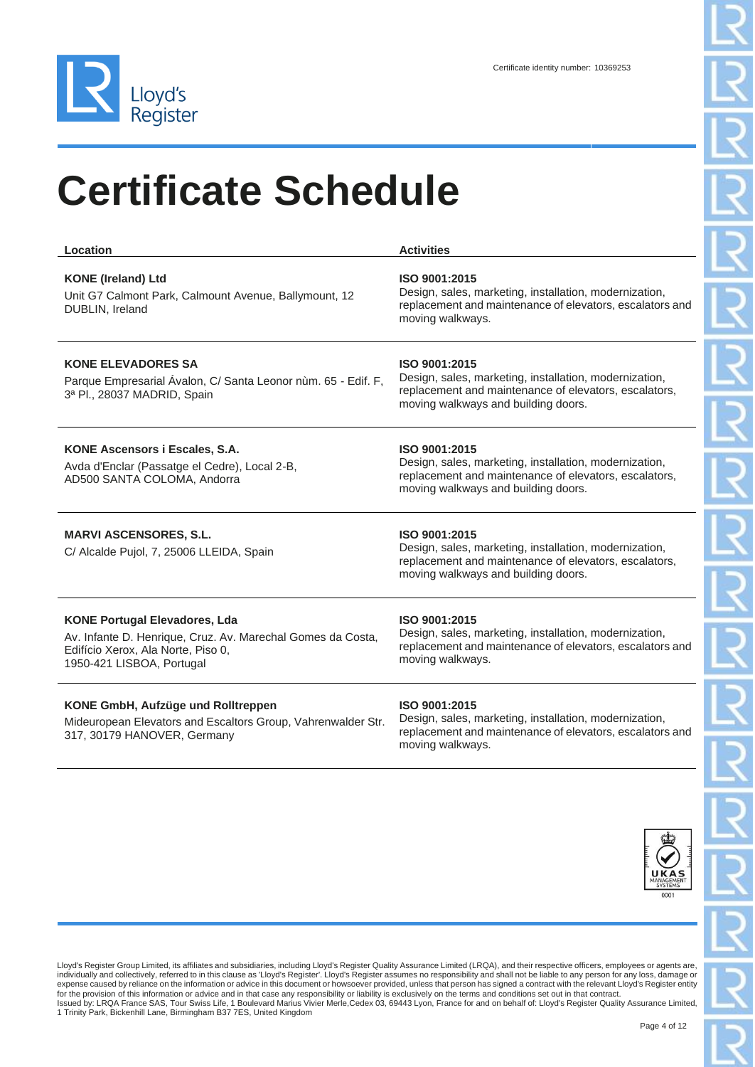Certificate identity number: 10369253

# Certificate Schedule

| Location | Activities |
| --- | --- |
| **KONE (Ireland) Ltd**<br>Unit G7 Calmont Park, Calmount Avenue, Ballymount, 12 DUBLIN, Ireland | **ISO 9001:2015**<br>Design, sales, marketing, installation, modernization, replacement and maintenance of elevators, escalators and moving walkways. |
| **KONE ELEVADORES SA**<br>Parque Empresarial Ávalon, C/ Santa Leonor nùm. 65 - Edif. F, 3ª Pl., 28037 MADRID, Spain | **ISO 9001:2015**<br>Design, sales, marketing, installation, modernization, replacement and maintenance of elevators, escalators, moving walkways and building doors. |
| **KONE Ascensors i Escales, S.A.**<br>Avda d'Enclar (Passatge el Cedre), Local 2-B, AD500 SANTA COLOMA, Andorra | **ISO 9001:2015**<br>Design, sales, marketing, installation, modernization, replacement and maintenance of elevators, escalators, moving walkways and building doors. |
| **MARVI ASCENSORES, S.L.**<br>C/ Alcalde Pujol, 7, 25006 LLEIDA, Spain | **ISO 9001:2015**<br>Design, sales, marketing, installation, modernization, replacement and maintenance of elevators, escalators, moving walkways and building doors. |
| **KONE Portugal Elevadores, Lda**<br>Av. Infante D. Henrique, Cruz. Av. Marechal Gomes da Costa, Edifício Xerox, Ala Norte, Piso 0, 1950-421 LISBOA, Portugal | **ISO 9001:2015**<br>Design, sales, marketing, installation, modernization, replacement and maintenance of elevators, escalators and moving walkways. |
| **KONE GmbH, Aufzüge und Rolltreppen**<br>Mideuropean Elevators and Escaltors Group, Vahrenwalder Str. 317, 30179 HANOVER, Germany | **ISO 9001:2015**<br>Design, sales, marketing, installation, modernization, replacement and maintenance of elevators, escalators and moving walkways. |

Lloyd's Register Group Limited, its affiliates and subsidiaries, including Lloyd's Register Quality Assurance Limited (LRQA), and their respective officers, employees or agents are, individually and collectively, referred to in this clause as 'Lloyd's Register'. Lloyd's Register assumes no responsibility and shall not be liable to any person for any loss, damage or expense caused by reliance on the information or advice in this document or howsoever provided, unless that person has signed a contract with the relevant Lloyd's Register entity for the provision of this information or advice and in that case any responsibility or liability is exclusively on the terms and conditions set out in that contract.
Issued by: LRQA France SAS, Tour Swiss Life, 1 Boulevard Marius Vivier Merle,Cedex 03, 69443 Lyon, France for and on behalf of: Lloyd's Register Quality Assurance Limited, 1 Trinity Park, Bickenhill Lane, Birmingham B37 7ES, United Kingdom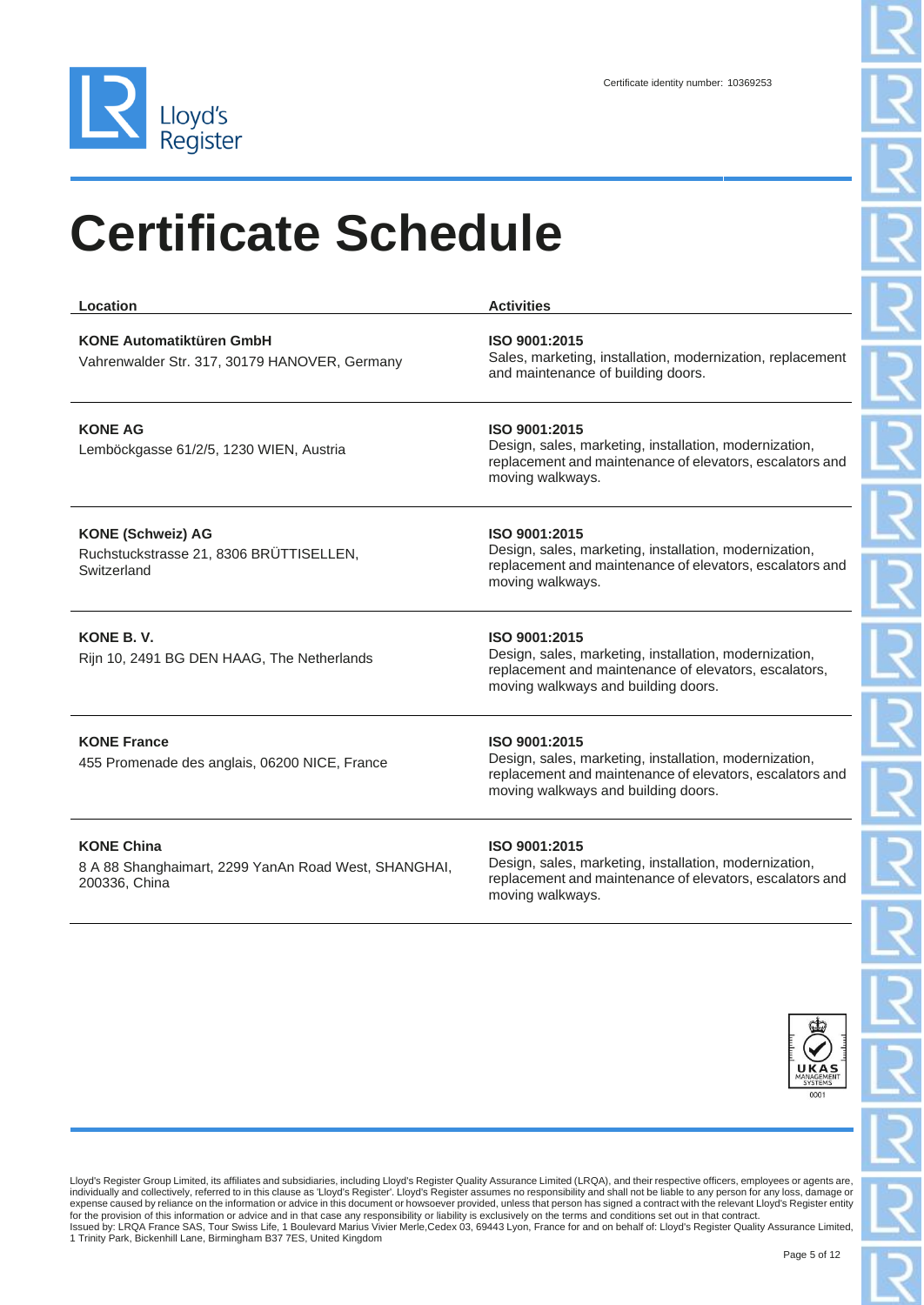Certificate identity number: 10369253

# Certificate Schedule

| Location | Activities |
|---|---|
| **KONE Automatiktüren GmbH**<br>Vahrenwalder Str. 317, 30179 HANOVER, Germany | **ISO 9001:2015**<br>Sales, marketing, installation, modernization, replacement and maintenance of building doors. |
| **KONE AG**<br>Lemböckgasse 61/2/5, 1230 WIEN, Austria | **ISO 9001:2015**<br>Design, sales, marketing, installation, modernization, replacement and maintenance of elevators, escalators and moving walkways. |
| **KONE (Schweiz) AG**<br>Ruchstuckstrasse 21, 8306 BRÜTTISELLEN, Switzerland | **ISO 9001:2015**<br>Design, sales, marketing, installation, modernization, replacement and maintenance of elevators, escalators and moving walkways. |
| **KONE B. V.**<br>Rijn 10, 2491 BG DEN HAAG, The Netherlands | **ISO 9001:2015**<br>Design, sales, marketing, installation, modernization, replacement and maintenance of elevators, escalators, moving walkways and building doors. |
| **KONE France**<br>455 Promenade des anglais, 06200 NICE, France | **ISO 9001:2015**<br>Design, sales, marketing, installation, modernization, replacement and maintenance of elevators, escalators and moving walkways and building doors. |
| **KONE China**<br>8 A 88 Shanghaimart, 2299 YanAn Road West, SHANGHAI, 200336, China | **ISO 9001:2015**<br>Design, sales, marketing, installation, modernization, replacement and maintenance of elevators, escalators and moving walkways. |

Lloyd's Register Group Limited, its affiliates and subsidiaries, including Lloyd's Register Quality Assurance Limited (LRQA), and their respective officers, employees or agents are, individually and collectively, referred to in this clause as 'Lloyd's Register'. Lloyd's Register assumes no responsibility and shall not be liable to any person for any loss, damage or expense caused by reliance on the information or advice in this document or howsoever provided, unless that person has signed a contract with the relevant Lloyd's Register entity for the provision of this information or advice and in that case any responsibility or liability is exclusively on the terms and conditions set out in that contract.
Issued by: LRQA France SAS, Tour Swiss Life, 1 Boulevard Marius Vivier Merle,Cedex 03, 69443 Lyon, France for and on behalf of: Lloyd's Register Quality Assurance Limited, 1 Trinity Park, Bickenhill Lane, Birmingham B37 7ES, United Kingdom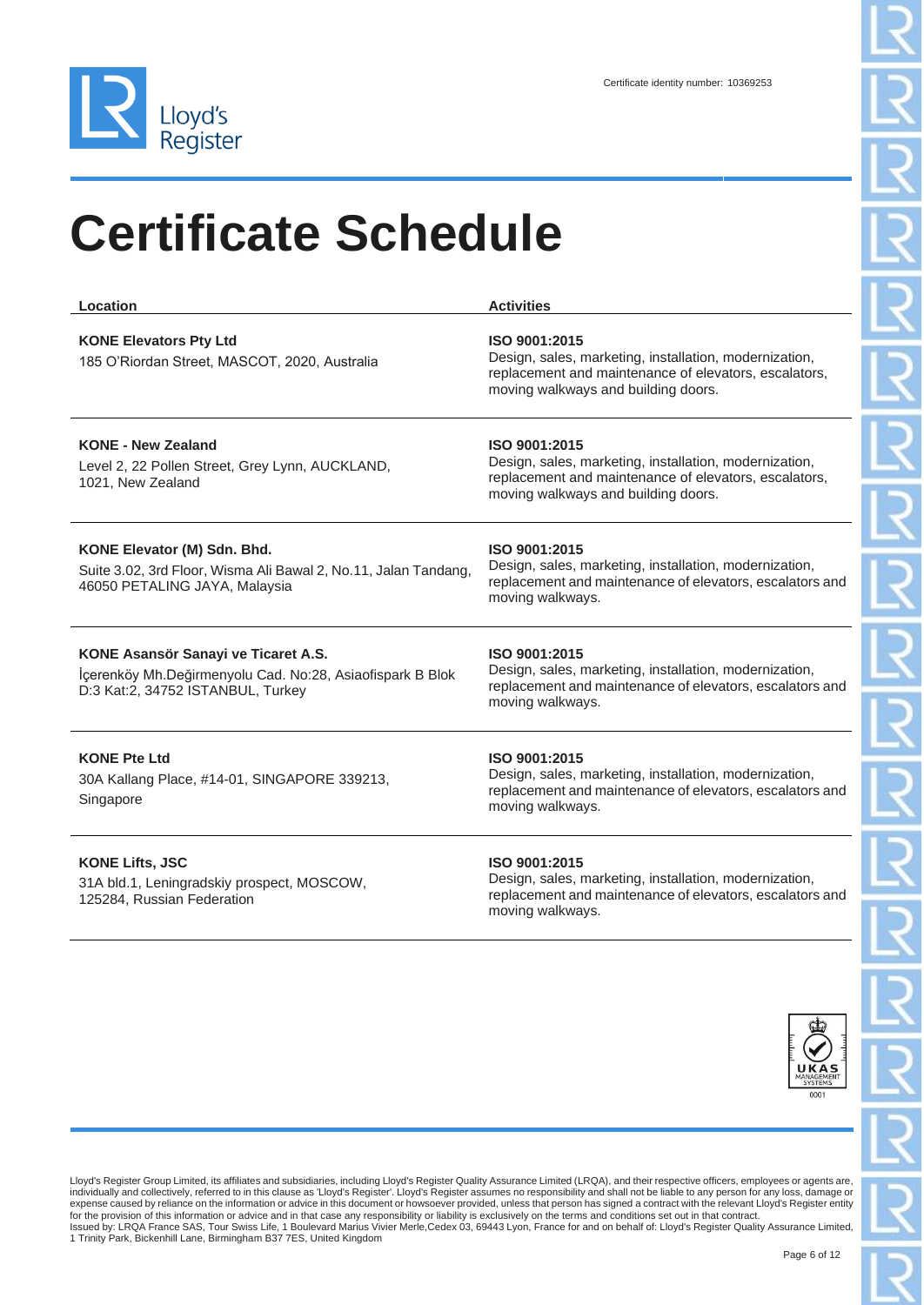Certificate identity number: 10369253

# Certificate Schedule

| Location | Activities |
| --- | --- |
| **KONE Elevators Pty Ltd**<br>185 O'Riordan Street, MASCOT, 2020, Australia | **ISO 9001:2015**<br>Design, sales, marketing, installation, modernization, replacement and maintenance of elevators, escalators, moving walkways and building doors. |
| **KONE - New Zealand**<br>Level 2, 22 Pollen Street, Grey Lynn, AUCKLAND, 1021, New Zealand | **ISO 9001:2015**<br>Design, sales, marketing, installation, modernization, replacement and maintenance of elevators, escalators, moving walkways and building doors. |
| **KONE Elevator (M) Sdn. Bhd.**<br>Suite 3.02, 3rd Floor, Wisma Ali Bawal 2, No.11, Jalan Tandang, 46050 PETALING JAYA, Malaysia | **ISO 9001:2015**<br>Design, sales, marketing, installation, modernization, replacement and maintenance of elevators, escalators and moving walkways. |
| **KONE Asansör Sanayi ve Ticaret A.S.**<br>İçerenköy Mh.Değirmenyolu Cad. No:28, Asiaofispark B Blok D:3 Kat:2, 34752 ISTANBUL, Turkey | **ISO 9001:2015**<br>Design, sales, marketing, installation, modernization, replacement and maintenance of elevators, escalators and moving walkways. |
| **KONE Pte Ltd**<br>30A Kallang Place, #14-01, SINGAPORE 339213, Singapore | **ISO 9001:2015**<br>Design, sales, marketing, installation, modernization, replacement and maintenance of elevators, escalators and moving walkways. |
| **KONE Lifts, JSC**<br>31A bld.1, Leningradskiy prospect, MOSCOW, 125284, Russian Federation | **ISO 9001:2015**<br>Design, sales, marketing, installation, modernization, replacement and maintenance of elevators, escalators and moving walkways. |

Lloyd's Register Group Limited, its affiliates and subsidiaries, including Lloyd's Register Quality Assurance Limited (LRQA), and their respective officers, employees or agents are, individually and collectively, referred to in this clause as 'Lloyd's Register'. Lloyd's Register assumes no responsibility and shall not be liable to any person for any loss, damage or expense caused by reliance on the information or advice in this document or howsoever provided, unless that person has signed a contract with the relevant Lloyd's Register entity for the provision of this information or advice and in that case any responsibility or liability is exclusively on the terms and conditions set out in that contract.
Issued by: LRQA France SAS, Tour Swiss Life, 1 Boulevard Marius Vivier Merle,Cedex 03, 69443 Lyon, France for and on behalf of: Lloyd's Register Quality Assurance Limited, 1 Trinity Park, Bickenhill Lane, Birmingham B37 7ES, United Kingdom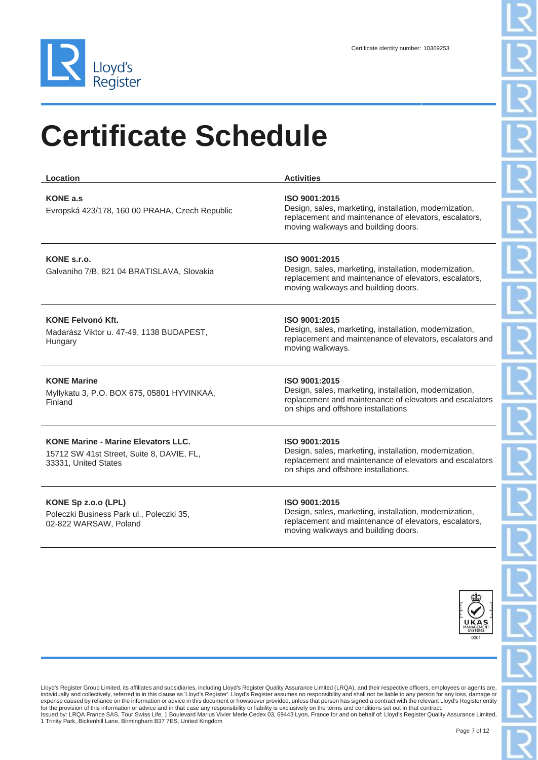Certificate identity number: 10369253

# Certificate Schedule

| Location | Activities |
| --- | --- |
| **KONE a.s**<br>Evropská 423/178, 160 00 PRAHA, Czech Republic | **ISO 9001:2015**<br>Design, sales, marketing, installation, modernization, replacement and maintenance of elevators, escalators, moving walkways and building doors. |
| **KONE s.r.o.**<br>Galvaniho 7/B, 821 04 BRATISLAVA, Slovakia | **ISO 9001:2015**<br>Design, sales, marketing, installation, modernization, replacement and maintenance of elevators, escalators, moving walkways and building doors. |
| **KONE Felvonó Kft.**<br>Madarász Viktor u. 47-49, 1138 BUDAPEST, Hungary | **ISO 9001:2015**<br>Design, sales, marketing, installation, modernization, replacement and maintenance of elevators, escalators and moving walkways. |
| **KONE Marine**<br>Myllykatu 3, P.O. BOX 675, 05801 HYVINKAA, Finland | **ISO 9001:2015**<br>Design, sales, marketing, installation, modernization, replacement and maintenance of elevators and escalators on ships and offshore installations |
| **KONE Marine - Marine Elevators LLC.**<br>15712 SW 41st Street, Suite 8, DAVIE, FL, 33331, United States | **ISO 9001:2015**<br>Design, sales, marketing, installation, modernization, replacement and maintenance of elevators and escalators on ships and offshore installations. |
| **KONE Sp z.o.o (LPL)**<br>Poleczki Business Park ul., Poleczki 35, 02-822 WARSAW, Poland | **ISO 9001:2015**<br>Design, sales, marketing, installation, modernization, replacement and maintenance of elevators, escalators, moving walkways and building doors. |

Lloyd's Register Group Limited, its affiliates and subsidiaries, including Lloyd's Register Quality Assurance Limited (LRQA), and their respective officers, employees or agents are, individually and collectively, referred to in this clause as 'Lloyd's Register'. Lloyd's Register assumes no responsibility and shall not be liable to any person for any loss, damage or expense caused by reliance on the information or advice in this document or howsoever provided, unless that person has signed a contract with the relevant Lloyd's Register entity for the provision of this information or advice and in that case any responsibility or liability is exclusively on the terms and conditions set out in that contract.
Issued by: LRQA France SAS, Tour Swiss Life, 1 Boulevard Marius Vivier Merle,Cedex 03, 69443 Lyon, France for and on behalf of: Lloyd's Register Quality Assurance Limited, 1 Trinity Park, Bickenhill Lane, Birmingham B37 7ES, United Kingdom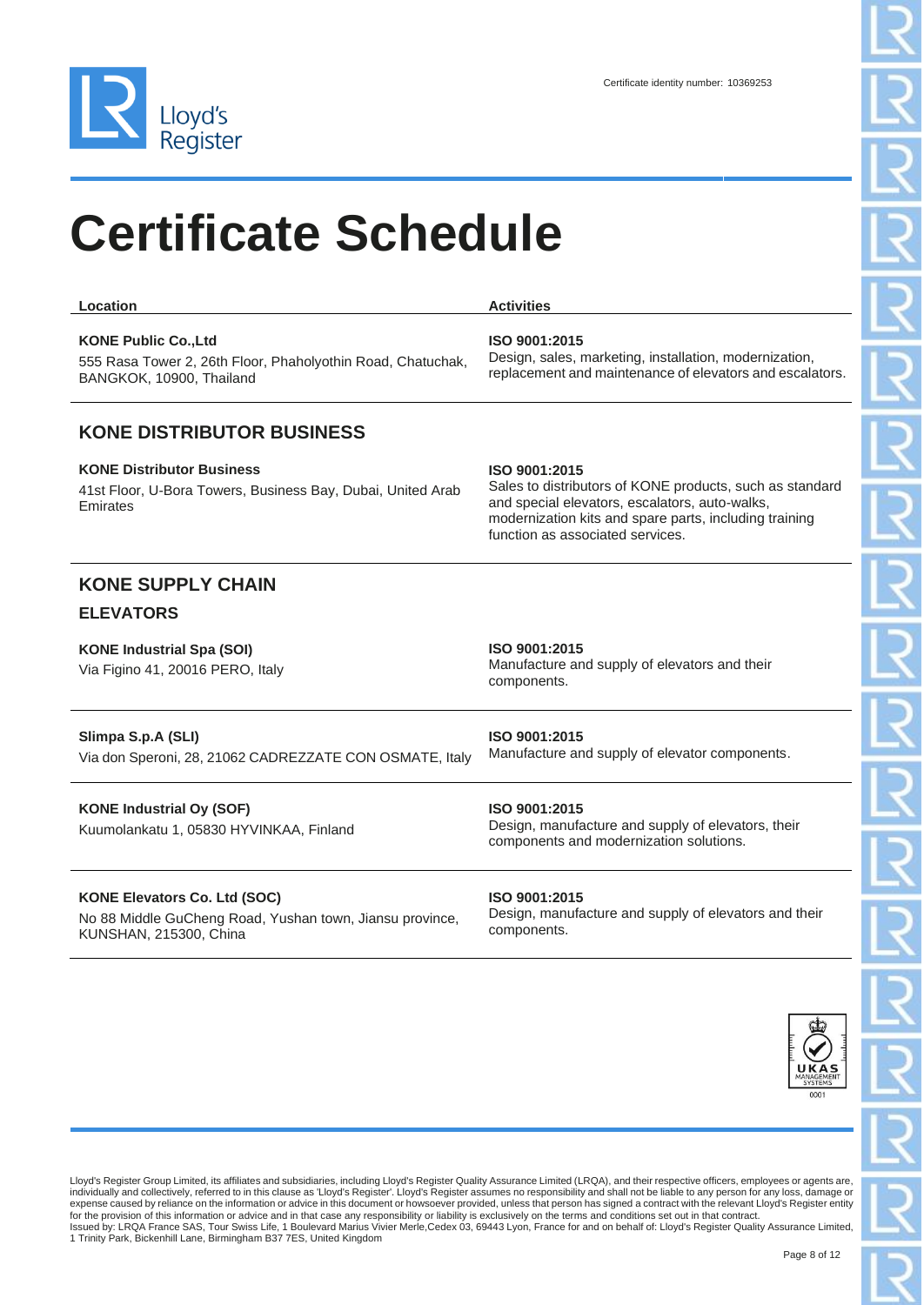Certificate identity number: 10369253

# Certificate Schedule

| Location | Activities |
| --- | --- |
| **KONE Public Co.,Ltd**<br>555 Rasa Tower 2, 26th Floor, Phaholyothin Road, Chatuchak, BANGKOK, 10900, Thailand | **ISO 9001:2015**<br>Design, sales, marketing, installation, modernization, replacement and maintenance of elevators and escalators. |

## KONE DISTRIBUTOR BUSINESS

| Location | Activities |
| --- | --- |
| **KONE Distributor Business**<br>41st Floor, U-Bora Towers, Business Bay, Dubai, United Arab Emirates | **ISO 9001:2015**<br>Sales to distributors of KONE products, such as standard and special elevators, escalators, auto-walks, modernization kits and spare parts, including training function as associated services. |

## KONE SUPPLY CHAIN

### ELEVATORS

| Location | Activities |
| --- | --- |
| **KONE Industrial Spa (SOI)**<br>Via Figino 41, 20016 PERO, Italy | **ISO 9001:2015**<br>Manufacture and supply of elevators and their components. |
| **Slimpa S.p.A (SLI)**<br>Via don Speroni, 28, 21062 CADREZZATE CON OSMATE, Italy | **ISO 9001:2015**<br>Manufacture and supply of elevator components. |
| **KONE Industrial Oy (SOF)**<br>Kuumolankatu 1, 05830 HYVINKAA, Finland | **ISO 9001:2015**<br>Design, manufacture and supply of elevators, their components and modernization solutions. |
| **KONE Elevators Co. Ltd (SOC)**<br>No 88 Middle GuCheng Road, Yushan town, Jiansu province, KUNSHAN, 215300, China | **ISO 9001:2015**<br>Design, manufacture and supply of elevators and their components. |

Lloyd's Register Group Limited, its affiliates and subsidiaries, including Lloyd's Register Quality Assurance Limited (LRQA), and their respective officers, employees or agents are, individually and collectively, referred to in this clause as 'Lloyd's Register'. Lloyd's Register assumes no responsibility and shall not be liable to any person for any loss, damage or expense caused by reliance on the information or advice in this document or howsoever provided, unless that person has signed a contract with the relevant Lloyd's Register entity for the provision of this information or advice and in that case any responsibility or liability is exclusively on the terms and conditions set out in that contract.
Issued by: LRQA France SAS, Tour Swiss Life, 1 Boulevard Marius Vivier Merle,Cedex 03, 69443 Lyon, France for and on behalf of: Lloyd's Register Quality Assurance Limited, 1 Trinity Park, Bickenhill Lane, Birmingham B37 7ES, United Kingdom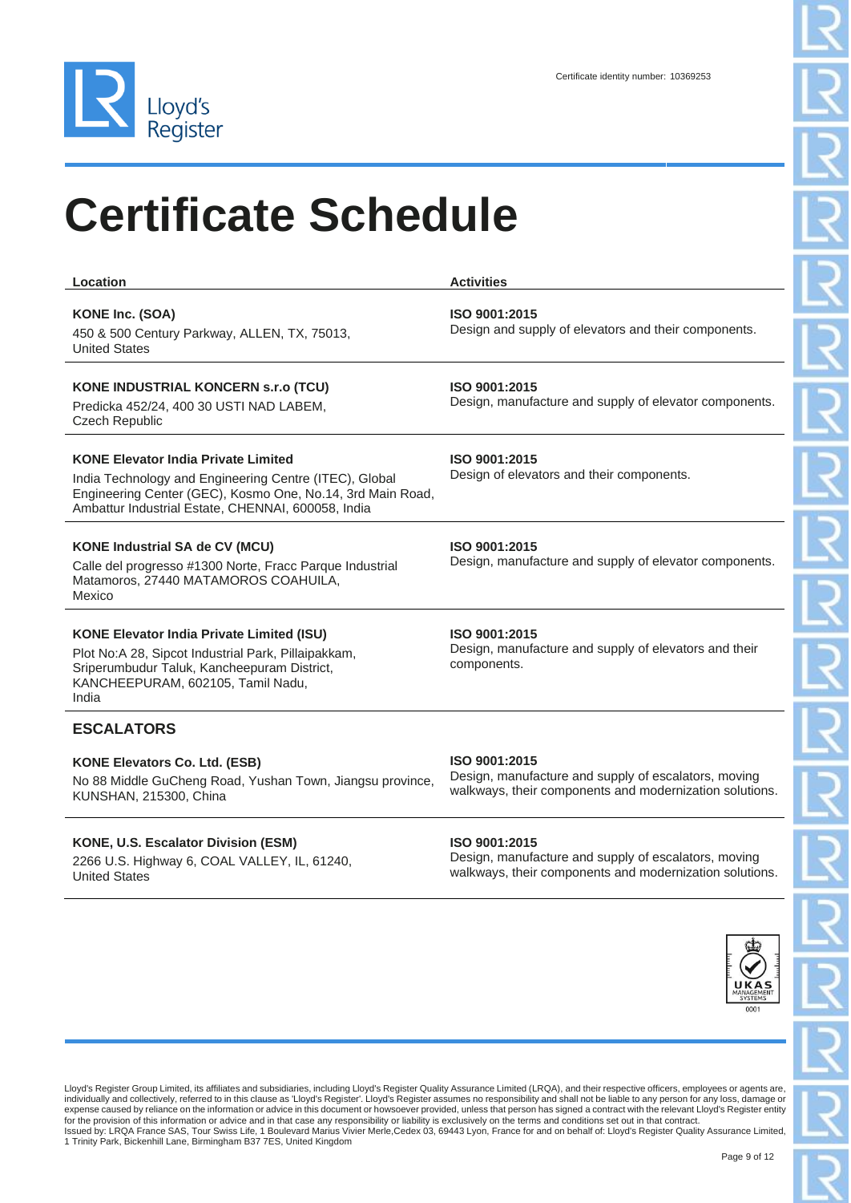Certificate identity number: 10369253

# Certificate Schedule

| Location | Activities |
| --- | --- |
| **KONE Inc. (SOA)**<br>450 & 500 Century Parkway, ALLEN, TX, 75013, United States | **ISO 9001:2015**<br>Design and supply of elevators and their components. |
| **KONE INDUSTRIAL KONCERN s.r.o (TCU)**<br>Predicka 452/24, 400 30 USTI NAD LABEM, Czech Republic | **ISO 9001:2015**<br>Design, manufacture and supply of elevator components. |
| **KONE Elevator India Private Limited**<br>India Technology and Engineering Centre (ITEC), Global Engineering Center (GEC), Kosmo One, No.14, 3rd Main Road, Ambattur Industrial Estate, CHENNAI, 600058, India | **ISO 9001:2015**<br>Design of elevators and their components. |
| **KONE Industrial SA de CV (MCU)**<br>Calle del progresso #1300 Norte, Fracc Parque Industrial Matamoros, 27440 MATAMOROS COAHUILA, Mexico | **ISO 9001:2015**<br>Design, manufacture and supply of elevator components. |
| **KONE Elevator India Private Limited (ISU)**<br>Plot No:A 28, Sipcot Industrial Park, Pillaipakkam, Sriperumbudur Taluk, Kancheepuram District, KANCHEEPURAM, 602105, Tamil Nadu, India | **ISO 9001:2015**<br>Design, manufacture and supply of elevators and their components. |
| **ESCALATORS** | |
| **KONE Elevators Co. Ltd. (ESB)**<br>No 88 Middle GuCheng Road, Yushan Town, Jiangsu province, KUNSHAN, 215300, China | **ISO 9001:2015**<br>Design, manufacture and supply of escalators, moving walkways, their components and modernization solutions. |
| **KONE, U.S. Escalator Division (ESM)**<br>2266 U.S. Highway 6, COAL VALLEY, IL, 61240, United States | **ISO 9001:2015**<br>Design, manufacture and supply of escalators, moving walkways, their components and modernization solutions. |

Lloyd's Register Group Limited, its affiliates and subsidiaries, including Lloyd's Register Quality Assurance Limited (LRQA), and their respective officers, employees or agents are, individually and collectively, referred to in this clause as 'Lloyd's Register'. Lloyd's Register assumes no responsibility and shall not be liable to any person for any loss, damage or expense caused by reliance on the information or advice in this document or howsoever provided, unless that person has signed a contract with the relevant Lloyd's Register entity for the provision of this information or advice and in that case any responsibility or liability is exclusively on the terms and conditions set out in that contract.
Issued by: LRQA France SAS, Tour Swiss Life, 1 Boulevard Marius Vivier Merle,Cedex 03, 69443 Lyon, France for and on behalf of: Lloyd's Register Quality Assurance Limited, 1 Trinity Park, Bickenhill Lane, Birmingham B37 7ES, United Kingdom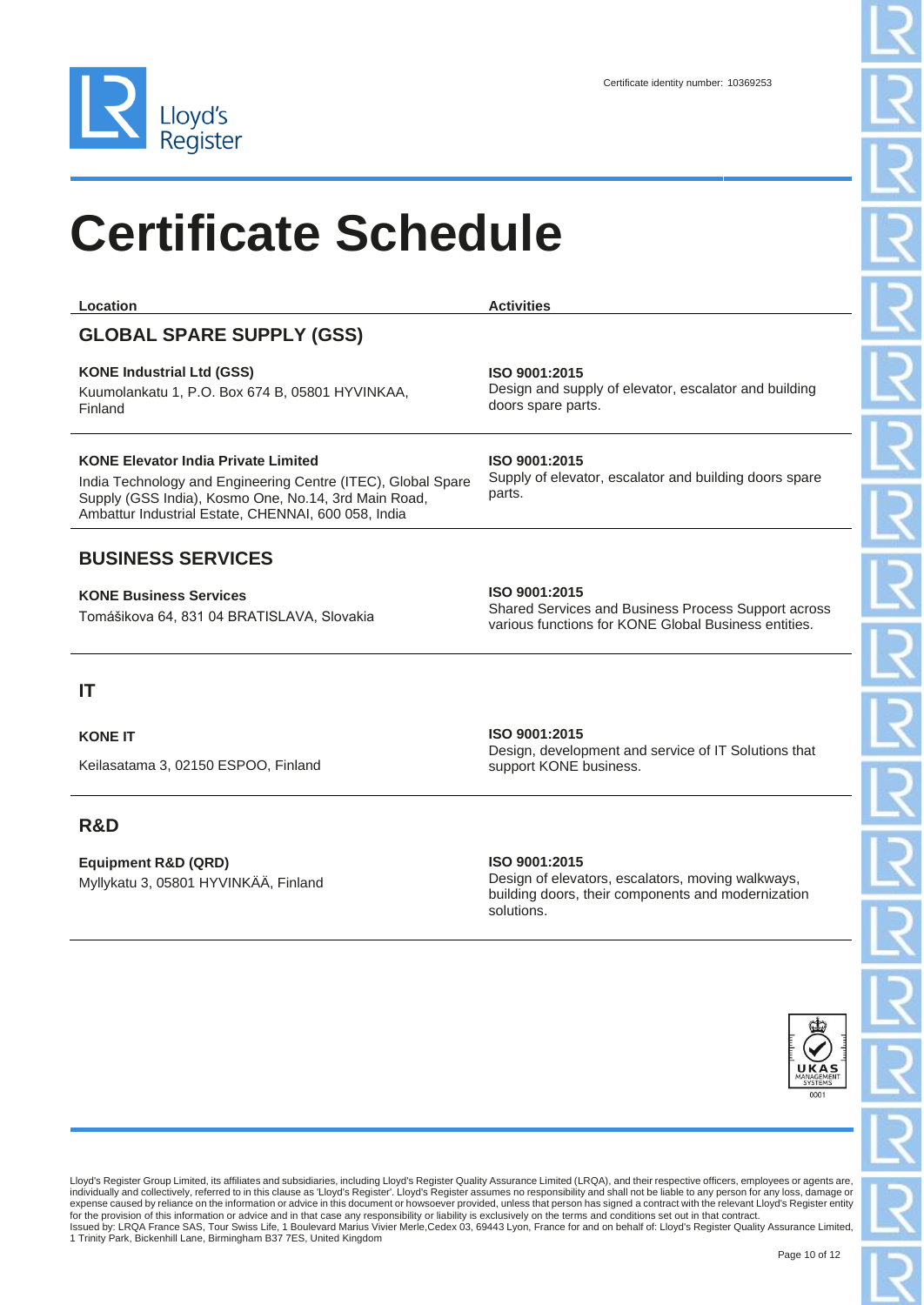Certificate identity number: 10369253

# Certificate Schedule

| Location | Activities |
| --- | --- |
| **GLOBAL SPARE SUPPLY (GSS)** | |
| **KONE Industrial Ltd (GSS)**<br>Kuumolankatu 1, P.O. Box 674 B, 05801 HYVINKAA, Finland | **ISO 9001:2015**<br>Design and supply of elevator, escalator and building doors spare parts. |
| **KONE Elevator India Private Limited**<br>India Technology and Engineering Centre (ITEC), Global Spare Supply (GSS India), Kosmo One, No.14, 3rd Main Road, Ambattur Industrial Estate, CHENNAI, 600 058, India | **ISO 9001:2015**<br>Supply of elevator, escalator and building doors spare parts. |
| **BUSINESS SERVICES** | |
| **KONE Business Services**<br>Tomášikova 64, 831 04 BRATISLAVA, Slovakia | **ISO 9001:2015**<br>Shared Services and Business Process Support across various functions for KONE Global Business entities. |
| **IT** | |
| **KONE IT**<br>Keilasatama 3, 02150 ESPOO, Finland | **ISO 9001:2015**<br>Design, development and service of IT Solutions that support KONE business. |
| **R&D** | |
| **Equipment R&D (QRD)**<br>Myllykatu 3, 05801 HYVINKÄÄ, Finland | **ISO 9001:2015**<br>Design of elevators, escalators, moving walkways, building doors, their components and modernization solutions. |

Lloyd's Register Group Limited, its affiliates and subsidiaries, including Lloyd's Register Quality Assurance Limited (LRQA), and their respective officers, employees or agents are, individually and collectively, referred to in this clause as 'Lloyd's Register'. Lloyd's Register assumes no responsibility and shall not be liable to any person for any loss, damage or expense caused by reliance on the information or advice in this document or howsoever provided, unless that person has signed a contract with the relevant Lloyd's Register entity for the provision of this information or advice and in that case any responsibility or liability is exclusively on the terms and conditions set out in that contract.
Issued by: LRQA France SAS, Tour Swiss Life, 1 Boulevard Marius Vivier Merle,Cedex 03, 69443 Lyon, France for and on behalf of: Lloyd's Register Quality Assurance Limited, 1 Trinity Park, Bickenhill Lane, Birmingham B37 7ES, United Kingdom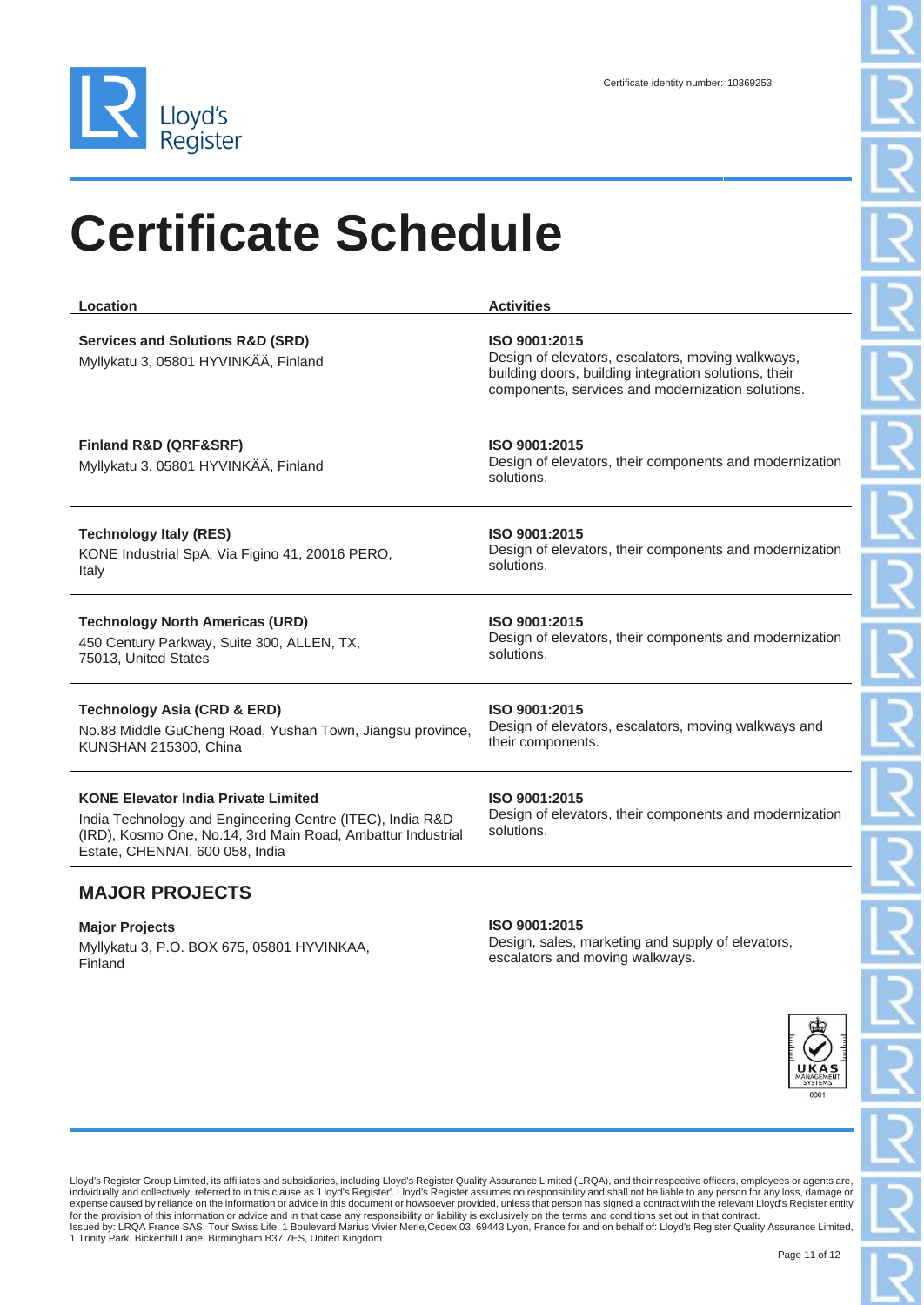Certificate identity number: 10369253

# Certificate Schedule

| Location | Activities |
| --- | --- |
| **Services and Solutions R&D (SRD)**<br>Myllykatu 3, 05801 HYVINKÄÄ, Finland | **ISO 9001:2015**<br>Design of elevators, escalators, moving walkways, building doors, building integration solutions, their components, services and modernization solutions. |
| **Finland R&D (QRF&SRF)**<br>Myllykatu 3, 05801 HYVINKÄÄ, Finland | **ISO 9001:2015**<br>Design of elevators, their components and modernization solutions. |
| **Technology Italy (RES)**<br>KONE Industrial SpA, Via Figino 41, 20016 PERO, Italy | **ISO 9001:2015**<br>Design of elevators, their components and modernization solutions. |
| **Technology North Americas (URD)**<br>450 Century Parkway, Suite 300, ALLEN, TX, 75013, United States | **ISO 9001:2015**<br>Design of elevators, their components and modernization solutions. |
| **Technology Asia (CRD & ERD)**<br>No.88 Middle GuCheng Road, Yushan Town, Jiangsu province, KUNSHAN 215300, China | **ISO 9001:2015**<br>Design of elevators, escalators, moving walkways and their components. |
| **KONE Elevator India Private Limited**<br>India Technology and Engineering Centre (ITEC), India R&D (IRD), Kosmo One, No.14, 3rd Main Road, Ambattur Industrial Estate, CHENNAI, 600 058, India | **ISO 9001:2015**<br>Design of elevators, their components and modernization solutions. |

## MAJOR PROJECTS

| Location | Activities |
| --- | --- |
| **Major Projects**<br>Myllykatu 3, P.O. BOX 675, 05801 HYVINKAA, Finland | **ISO 9001:2015**<br>Design, sales, marketing and supply of elevators, escalators and moving walkways. |

UKAS MANAGEMENT SYSTEMS 0001

Lloyd's Register Group Limited, its affiliates and subsidiaries, including Lloyd's Register Quality Assurance Limited (LRQA), and their respective officers, employees or agents are, individually and collectively, referred to in this clause as 'Lloyd's Register'. Lloyd's Register assumes no responsibility and shall not be liable to any person for any loss, damage or expense caused by reliance on the information or advice in this document or howsoever provided, unless that person has signed a contract with the relevant Lloyd's Register entity for the provision of this information or advice and in that case any responsibility or liability is exclusively on the terms and conditions set out in that contract.
Issued by: LRQA France SAS, Tour Swiss Life, 1 Boulevard Marius Vivier Merle,Cedex 03, 69443 Lyon, France for and on behalf of: Lloyd's Register Quality Assurance Limited, 1 Trinity Park, Bickenhill Lane, Birmingham B37 7ES, United Kingdom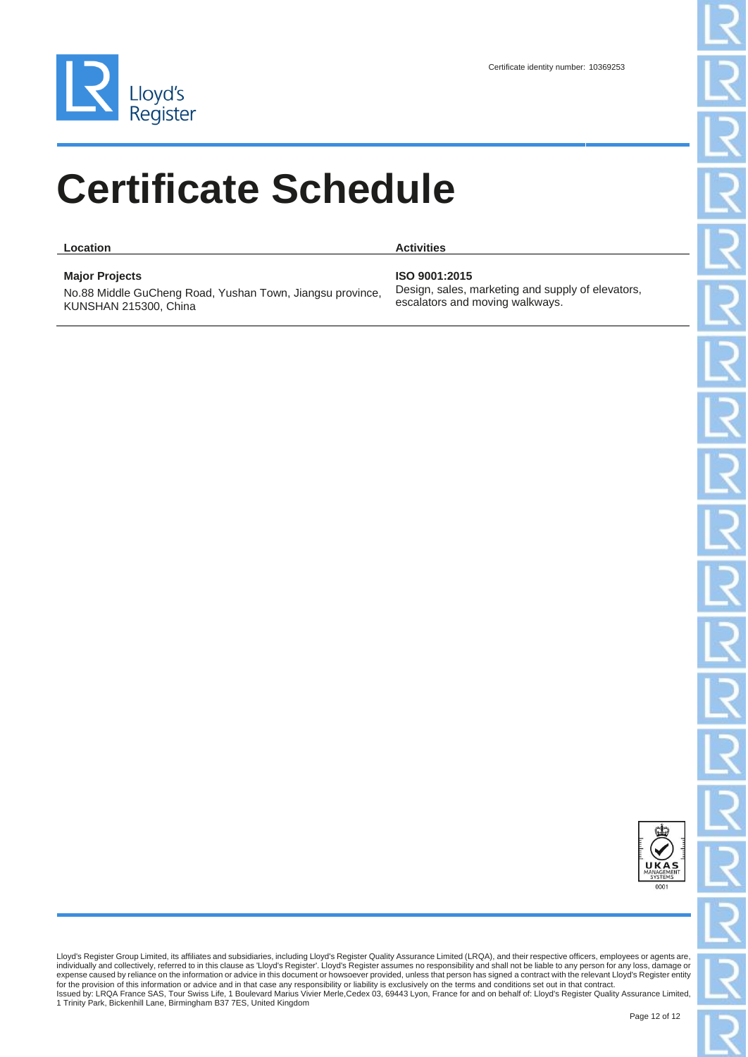Certificate identity number: 10369253

# Certificate Schedule

| Location | Activities |
|---|---|
| **Major Projects**<br>No.88 Middle GuCheng Road, Yushan Town, Jiangsu province, KUNSHAN 215300, China | **ISO 9001:2015**<br>Design, sales, marketing and supply of elevators, escalators and moving walkways. |

Lloyd's Register Group Limited, its affiliates and subsidiaries, including Lloyd's Register Quality Assurance Limited (LRQA), and their respective officers, employees or agents are, individually and collectively, referred to in this clause as 'Lloyd's Register'. Lloyd's Register assumes no responsibility and shall not be liable to any person for any loss, damage or expense caused by reliance on the information or advice in this document or howsoever provided, unless that person has signed a contract with the relevant Lloyd's Register entity for the provision of this information or advice and in that case any responsibility or liability is exclusively on the terms and conditions set out in that contract.
Issued by: LRQA France SAS, Tour Swiss Life, 1 Boulevard Marius Vivier Merle,Cedex 03, 69443 Lyon, France for and on behalf of: Lloyd's Register Quality Assurance Limited, 1 Trinity Park, Bickenhill Lane, Birmingham B37 7ES, United Kingdom